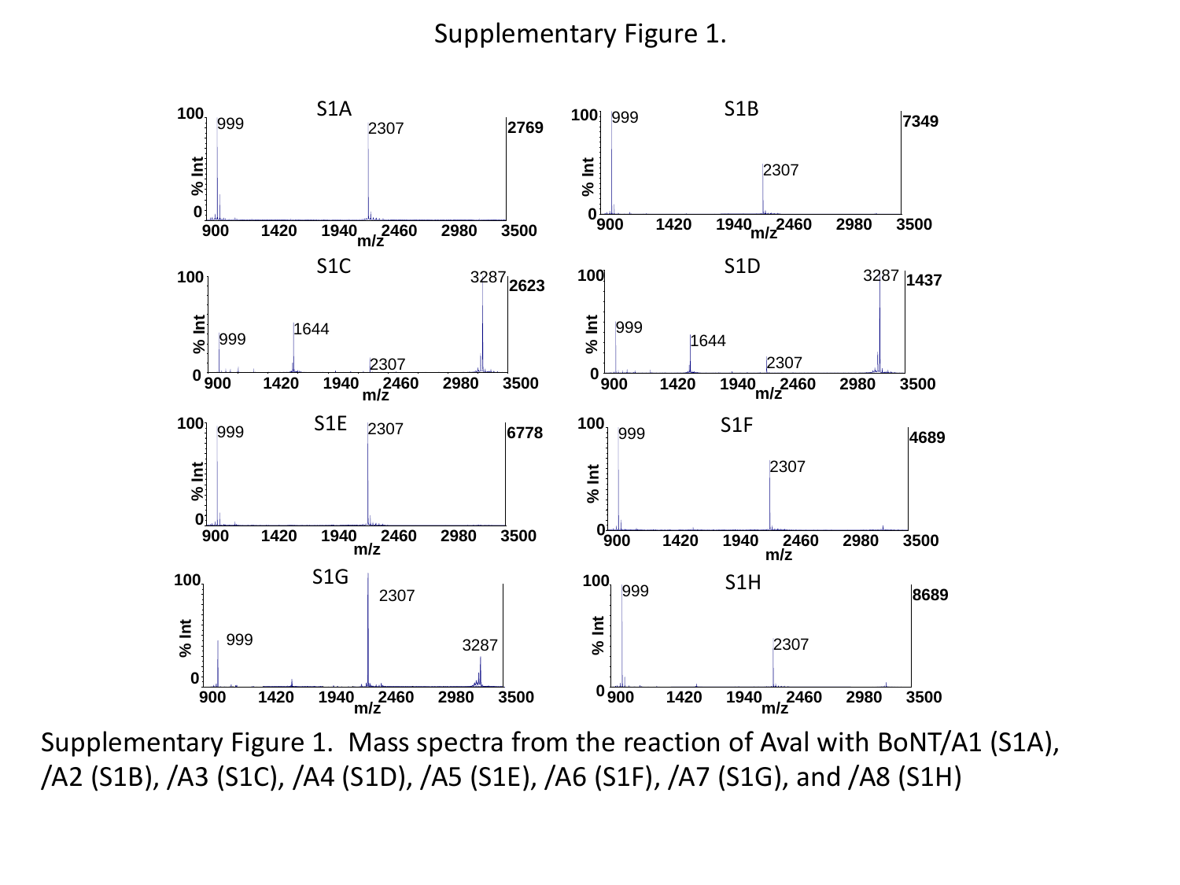# Supplementary Figure 1.

Supplementary Figure 1. Mass spectra from the reaction of Aval with BoNT/A1 (S1A), /A2 (S1B), /A3 (S1C), /A4 (S1D), /A5 (S1E), /A6 (S1F), /A7 (S1G), and /A8 (S1H)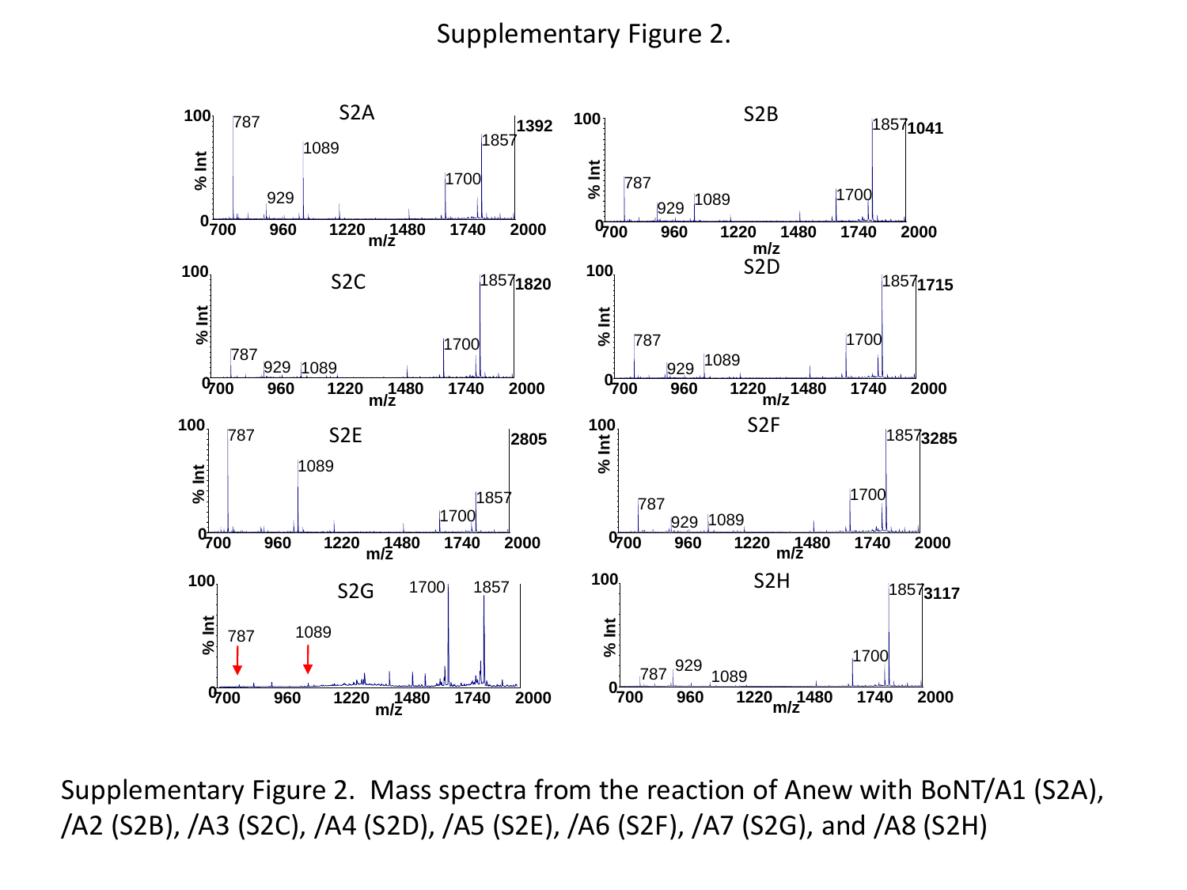Supplementary Figure 2.

Supplementary Figure 2. Mass spectra from the reaction of Anew with BoNT/A1 (S2A), /A2 (S2B), /A3 (S2C), /A4 (S2D), /A5 (S2E), /A6 (S2F), /A7 (S2G), and /A8 (S2H)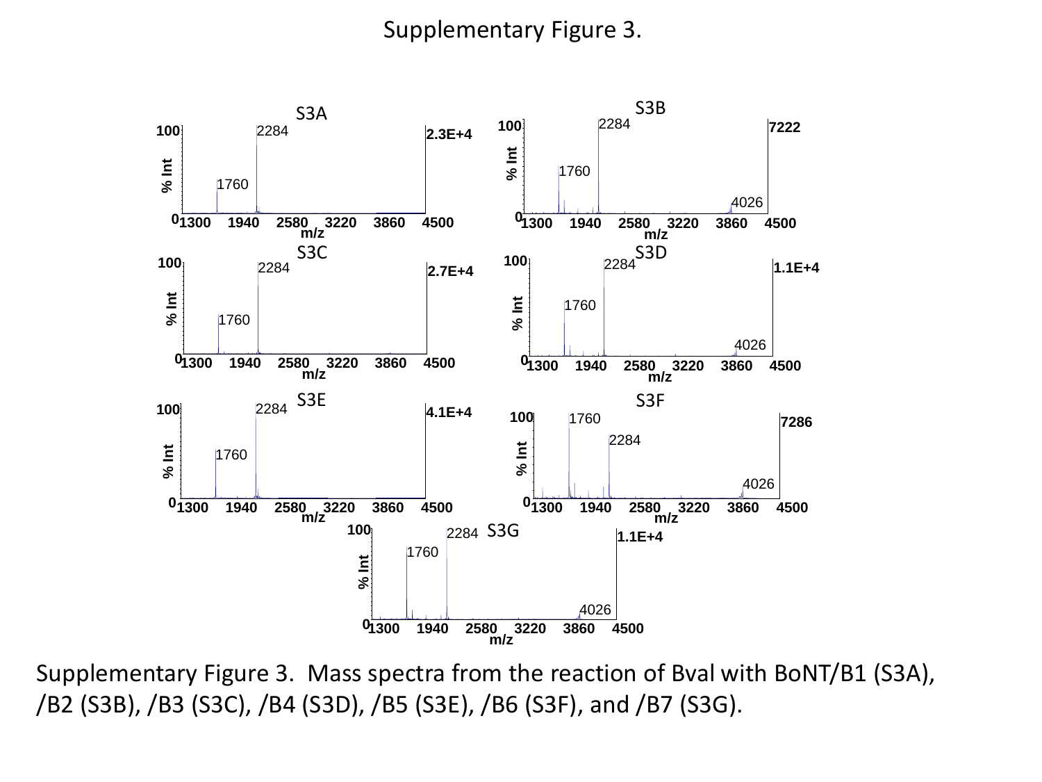Supplementary Figure 3.

Supplementary Figure 3. Mass spectra from the reaction of Bval with BoNT/B1 (S3A), /B2 (S3B), /B3 (S3C), /B4 (S3D), /B5 (S3E), /B6 (S3F), and /B7 (S3G).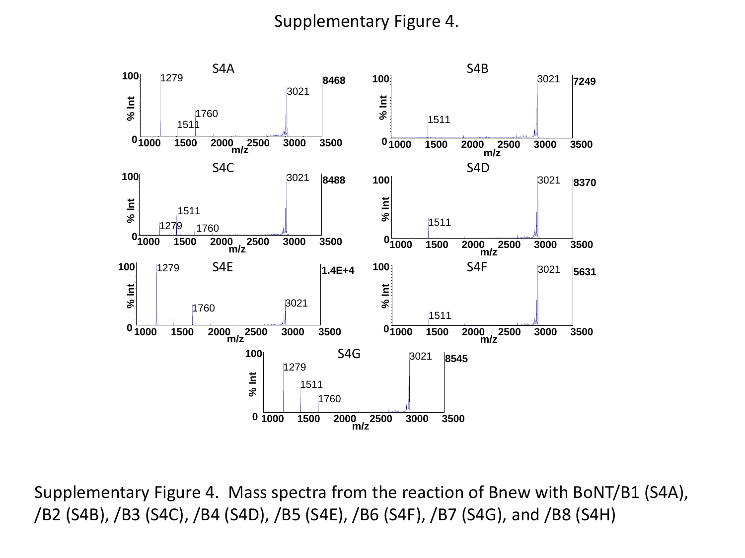Supplementary Figure 4.

S4A

100
1279
3021
1760
1511
8468
% Int
0
1000 1500 2000 2500 3000 3500
m/z

S4B

100
3021
1511
7249
% Int
0
1000 1500 2000 2500 3000 3500
m/z

S4C

100
3021
1511
1279
1760
8488
% Int
0
1000 1500 2000 2500 3000 3500
m/z

S4D

100
3021
1511
8370
% Int
0
1000 1500 2000 2500 3000 3500
m/z

S4E

100
1279
3021
1760
1.4E+4
% Int
0
1000 1500 2000 2500 3000 3500
m/z

S4F

100
3021
1511
5631
% Int
0
1000 1500 2000 2500 3000 3500
m/z

S4G

100
3021
1279
1511
1760
8545
% Int
0
1000 1500 2000 2500 3000 3500
m/z

Supplementary Figure 4. Mass spectra from the reaction of Bnew with BoNT/B1 (S4A), /B2 (S4B), /B3 (S4C), /B4 (S4D), /B5 (S4E), /B6 (S4F), /B7 (S4G), and /B8 (S4H)